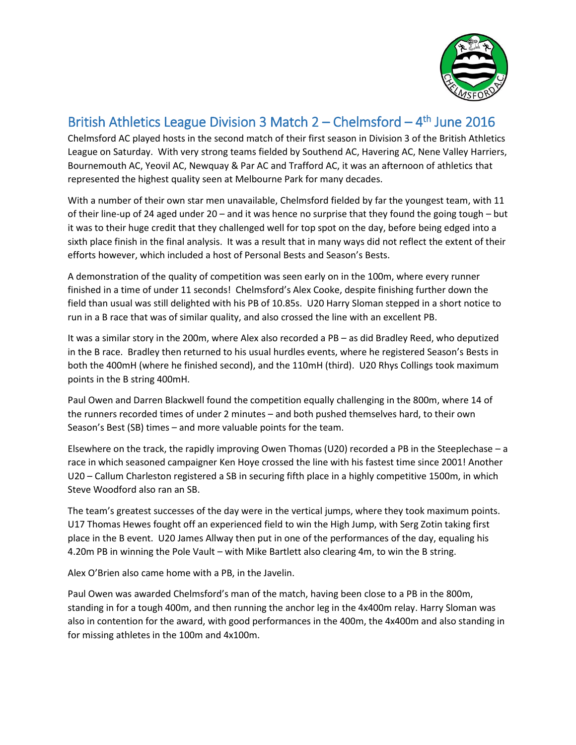# British Athletics League Division 3 Match 2 – Chelmsford – 4th June 2016

Chelmsford AC played hosts in the second match of their first season in Division 3 of the British Athletics League on Saturday. With very strong teams fielded by Southend AC, Havering AC, Nene Valley Harriers, Bournemouth AC, Yeovil AC, Newquay & Par AC and Trafford AC, it was an afternoon of athletics that represented the highest quality seen at Melbourne Park for many decades.

With a number of their own star men unavailable, Chelmsford fielded by far the youngest team, with 11 of their line-up of 24 aged under 20 – and it was hence no surprise that they found the going tough – but it was to their huge credit that they challenged well for top spot on the day, before being edged into a sixth place finish in the final analysis. It was a result that in many ways did not reflect the extent of their efforts however, which included a host of Personal Bests and Season's Bests.

A demonstration of the quality of competition was seen early on in the 100m, where every runner finished in a time of under 11 seconds! Chelmsford's Alex Cooke, despite finishing further down the field than usual was still delighted with his PB of 10.85s. U20 Harry Sloman stepped in a short notice to run in a B race that was of similar quality, and also crossed the line with an excellent PB.

It was a similar story in the 200m, where Alex also recorded a PB – as did Bradley Reed, who deputized in the B race. Bradley then returned to his usual hurdles events, where he registered Season's Bests in both the 400mH (where he finished second), and the 110mH (third). U20 Rhys Collings took maximum points in the B string 400mH.

Paul Owen and Darren Blackwell found the competition equally challenging in the 800m, where 14 of the runners recorded times of under 2 minutes – and both pushed themselves hard, to their own Season's Best (SB) times – and more valuable points for the team.

Elsewhere on the track, the rapidly improving Owen Thomas (U20) recorded a PB in the Steeplechase – a race in which seasoned campaigner Ken Hoye crossed the line with his fastest time since 2001! Another U20 – Callum Charleston registered a SB in securing fifth place in a highly competitive 1500m, in which Steve Woodford also ran an SB.

The team's greatest successes of the day were in the vertical jumps, where they took maximum points. U17 Thomas Hewes fought off an experienced field to win the High Jump, with Serg Zotin taking first place in the B event. U20 James Allway then put in one of the performances of the day, equaling his 4.20m PB in winning the Pole Vault – with Mike Bartlett also clearing 4m, to win the B string.

Alex O'Brien also came home with a PB, in the Javelin.

Paul Owen was awarded Chelmsford's man of the match, having been close to a PB in the 800m, standing in for a tough 400m, and then running the anchor leg in the 4x400m relay. Harry Sloman was also in contention for the award, with good performances in the 400m, the 4x400m and also standing in for missing athletes in the 100m and 4x100m.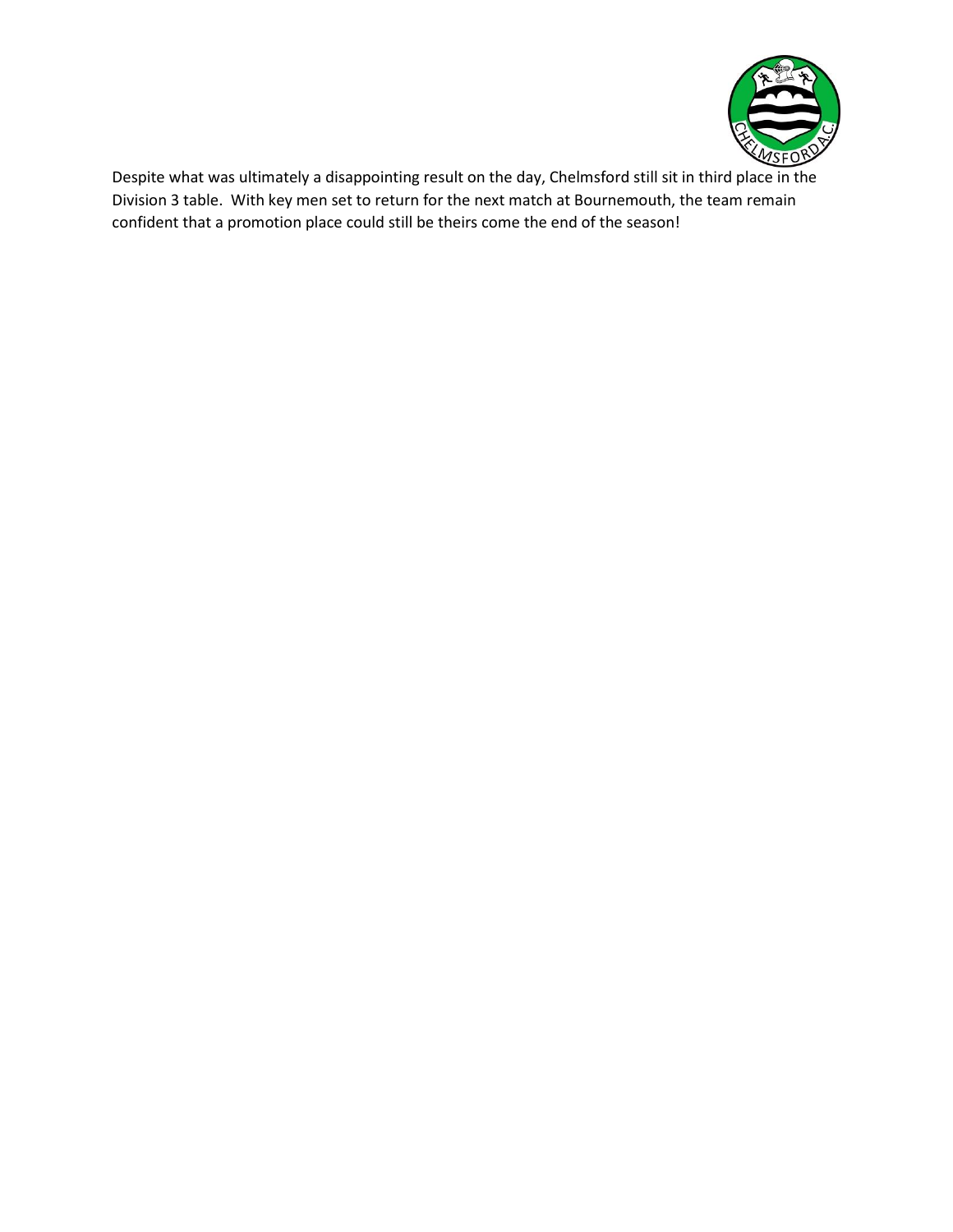Despite what was ultimately a disappointing result on the day, Chelmsford still sit in third place in the Division 3 table.  With key men set to return for the next match at Bournemouth, the team remain confident that a promotion place could still be theirs come the end of the season!